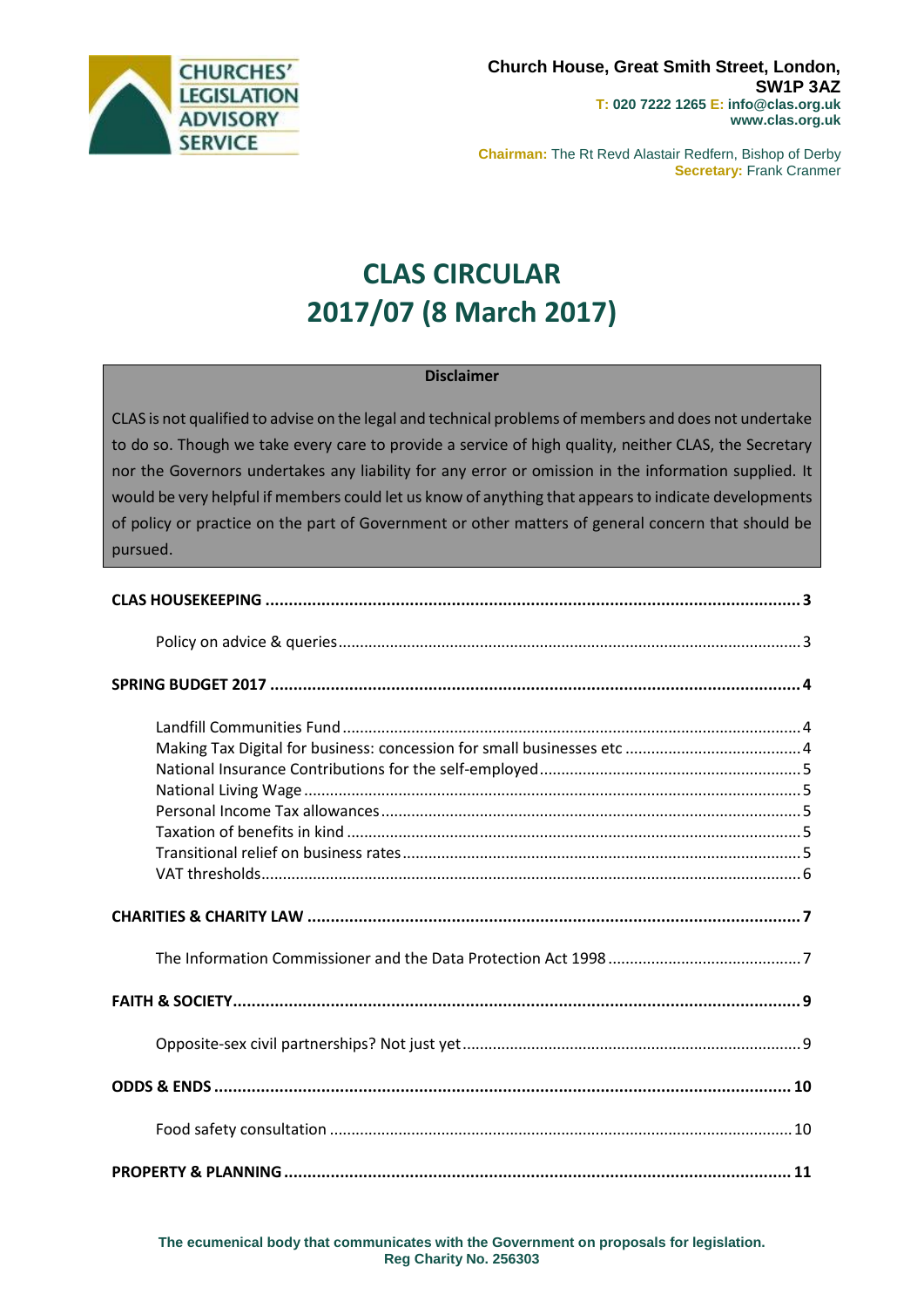CHURCHES' LEGISLATION ADVISORY SERVICE

**Church House, Great Smith Street, London, SW1P 3AZ**
**T: 020 7222 1265 E: info@clas.org.uk**
**www.clas.org.uk**

**Chairman:** The Rt Revd Alastair Redfern, Bishop of Derby
**Secretary:** Frank Cranmer

# CLAS CIRCULAR
# 2017/07 (8 March 2017)

**Disclaimer**

CLAS is not qualified to advise on the legal and technical problems of members and does not undertake to do so. Though we take every care to provide a service of high quality, neither CLAS, the Secretary nor the Governors undertakes any liability for any error or omission in the information supplied. It would be very helpful if members could let us know of anything that appears to indicate developments of policy or practice on the part of Government or other matters of general concern that should be pursued.

**CLAS HOUSEKEEPING** .......... **3**

- Policy on advice & queries .......... 3

**SPRING BUDGET 2017** .......... **4**

- Landfill Communities Fund .......... 4
- Making Tax Digital for business: concession for small businesses etc .......... 4
- National Insurance Contributions for the self-employed .......... 5
- National Living Wage .......... 5
- Personal Income Tax allowances .......... 5
- Taxation of benefits in kind .......... 5
- Transitional relief on business rates .......... 5
- VAT thresholds .......... 6

**CHARITIES & CHARITY LAW** .......... **7**

- The Information Commissioner and the Data Protection Act 1998 .......... 7

**FAITH & SOCIETY** .......... **9**

- Opposite-sex civil partnerships? Not just yet .......... 9

**ODDS & ENDS** .......... **10**

- Food safety consultation .......... 10

**PROPERTY & PLANNING** .......... **11**

**The ecumenical body that communicates with the Government on proposals for legislation.**
**Reg Charity No. 256303**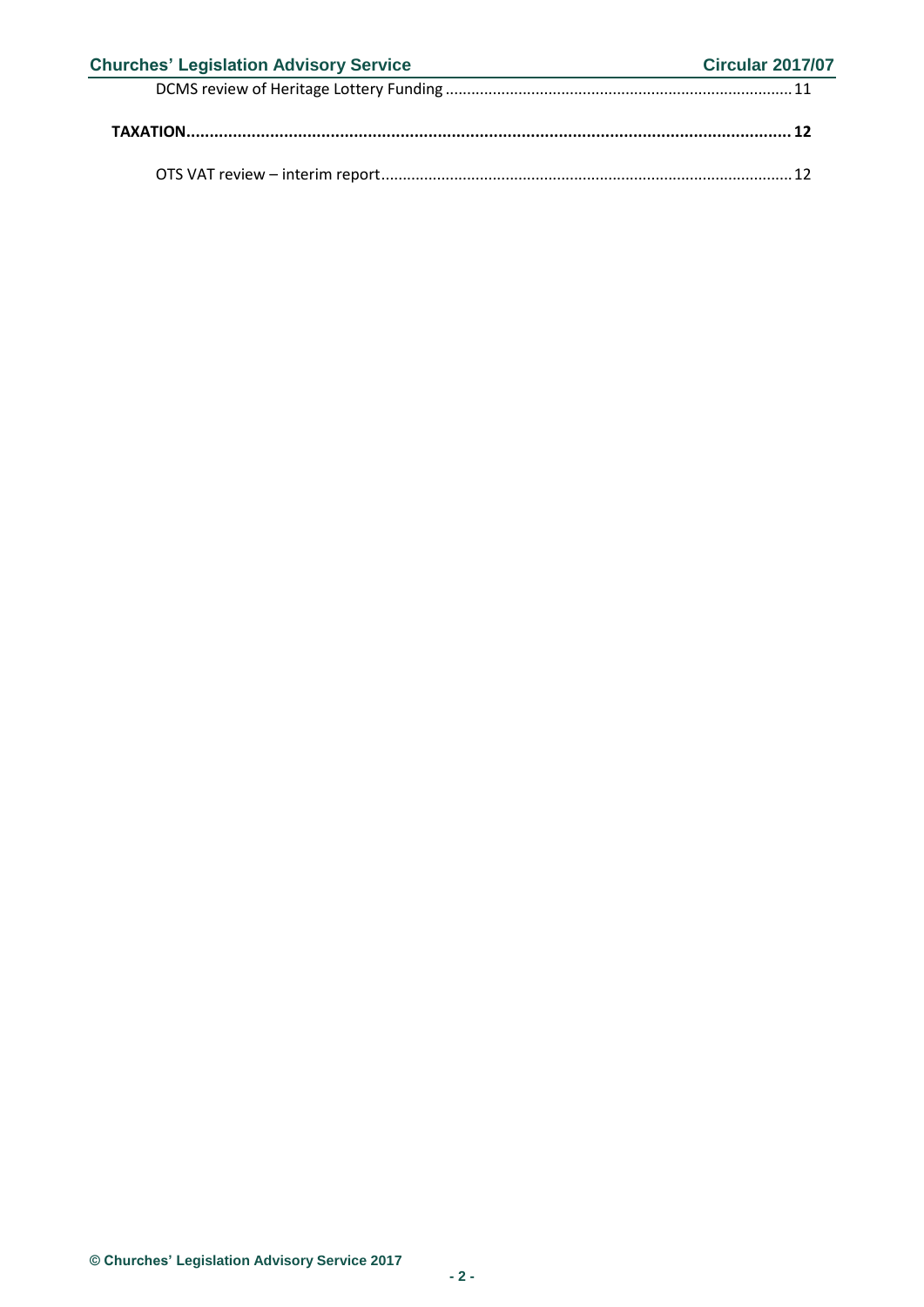DCMS review of Heritage Lottery Funding ........................................................................ 11

**TAXATION........................................................................................................................ 12**

OTS VAT review – interim report..................................................................................... 12

© Churches' Legislation Advisory Service 2017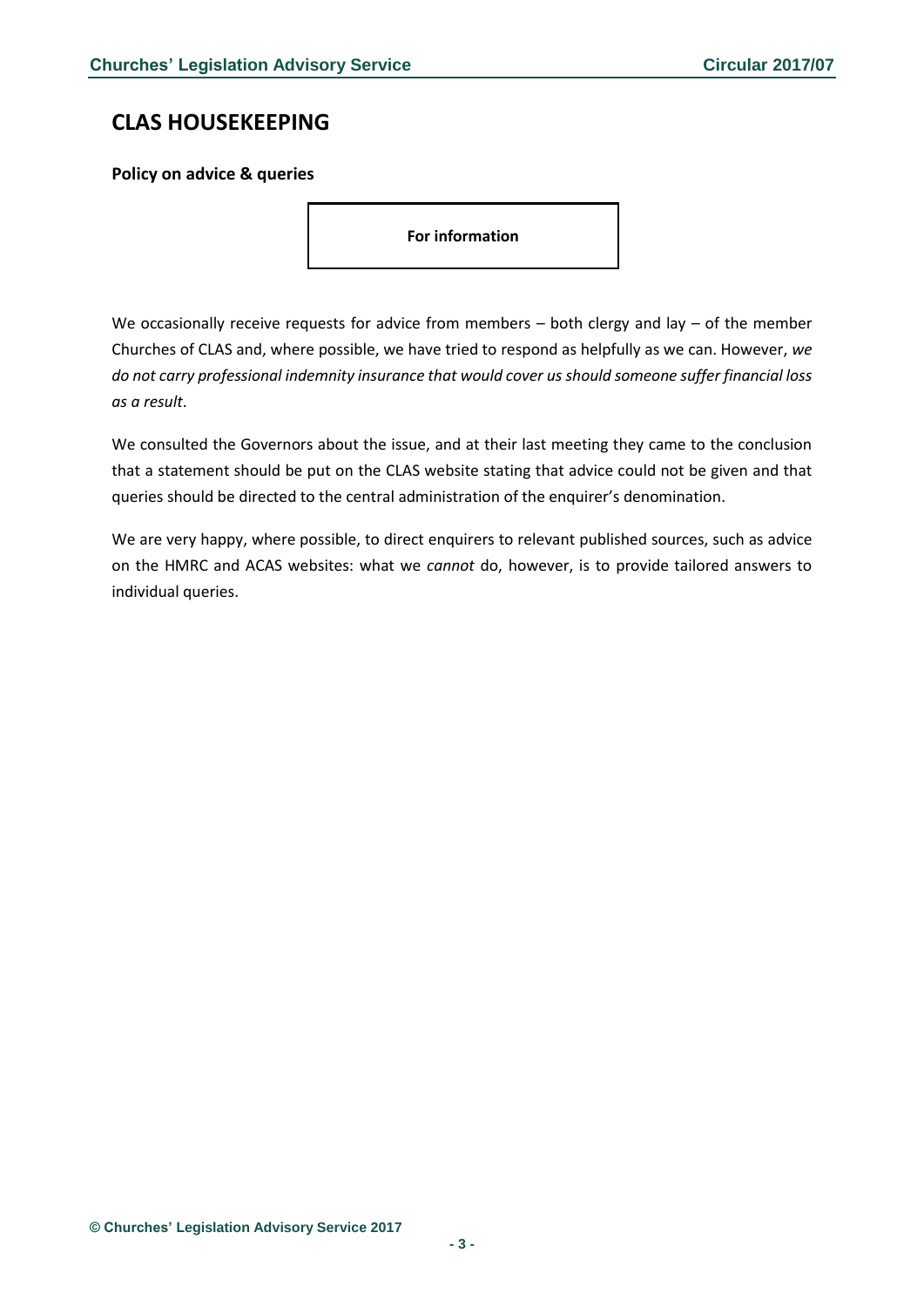## CLAS HOUSEKEEPING

**Policy on advice & queries**

**For information**

We occasionally receive requests for advice from members – both clergy and lay – of the member Churches of CLAS and, where possible, we have tried to respond as helpfully as we can. However, *we do not carry professional indemnity insurance that would cover us should someone suffer financial loss as a result*.

We consulted the Governors about the issue, and at their last meeting they came to the conclusion that a statement should be put on the CLAS website stating that advice could not be given and that queries should be directed to the central administration of the enquirer's denomination.

We are very happy, where possible, to direct enquirers to relevant published sources, such as advice on the HMRC and ACAS websites: what we *cannot* do, however, is to provide tailored answers to individual queries.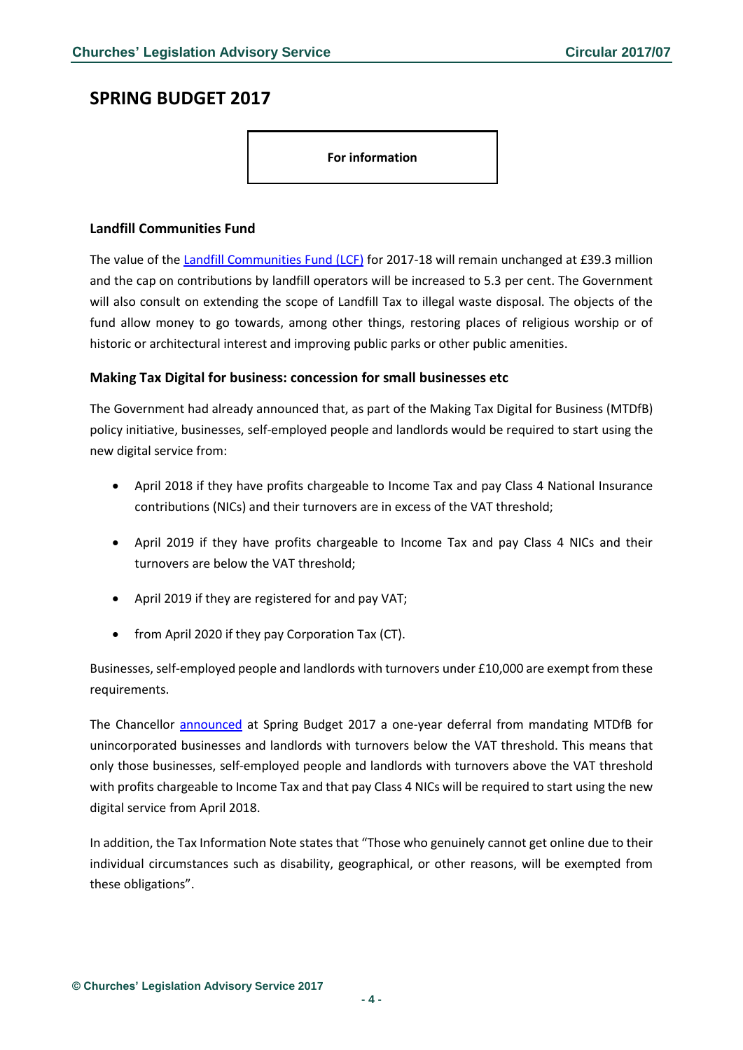## SPRING BUDGET 2017

**For information**

### Landfill Communities Fund

The value of the Landfill Communities Fund (LCF) for 2017-18 will remain unchanged at £39.3 million and the cap on contributions by landfill operators will be increased to 5.3 per cent. The Government will also consult on extending the scope of Landfill Tax to illegal waste disposal. The objects of the fund allow money to go towards, among other things, restoring places of religious worship or of historic or architectural interest and improving public parks or other public amenities.

### Making Tax Digital for business: concession for small businesses etc

The Government had already announced that, as part of the Making Tax Digital for Business (MTDfB) policy initiative, businesses, self-employed people and landlords would be required to start using the new digital service from:

- April 2018 if they have profits chargeable to Income Tax and pay Class 4 National Insurance contributions (NICs) and their turnovers are in excess of the VAT threshold;
- April 2019 if they have profits chargeable to Income Tax and pay Class 4 NICs and their turnovers are below the VAT threshold;
- April 2019 if they are registered for and pay VAT;
- from April 2020 if they pay Corporation Tax (CT).

Businesses, self-employed people and landlords with turnovers under £10,000 are exempt from these requirements.

The Chancellor announced at Spring Budget 2017 a one-year deferral from mandating MTDfB for unincorporated businesses and landlords with turnovers below the VAT threshold. This means that only those businesses, self-employed people and landlords with turnovers above the VAT threshold with profits chargeable to Income Tax and that pay Class 4 NICs will be required to start using the new digital service from April 2018.

In addition, the Tax Information Note states that "Those who genuinely cannot get online due to their individual circumstances such as disability, geographical, or other reasons, will be exempted from these obligations".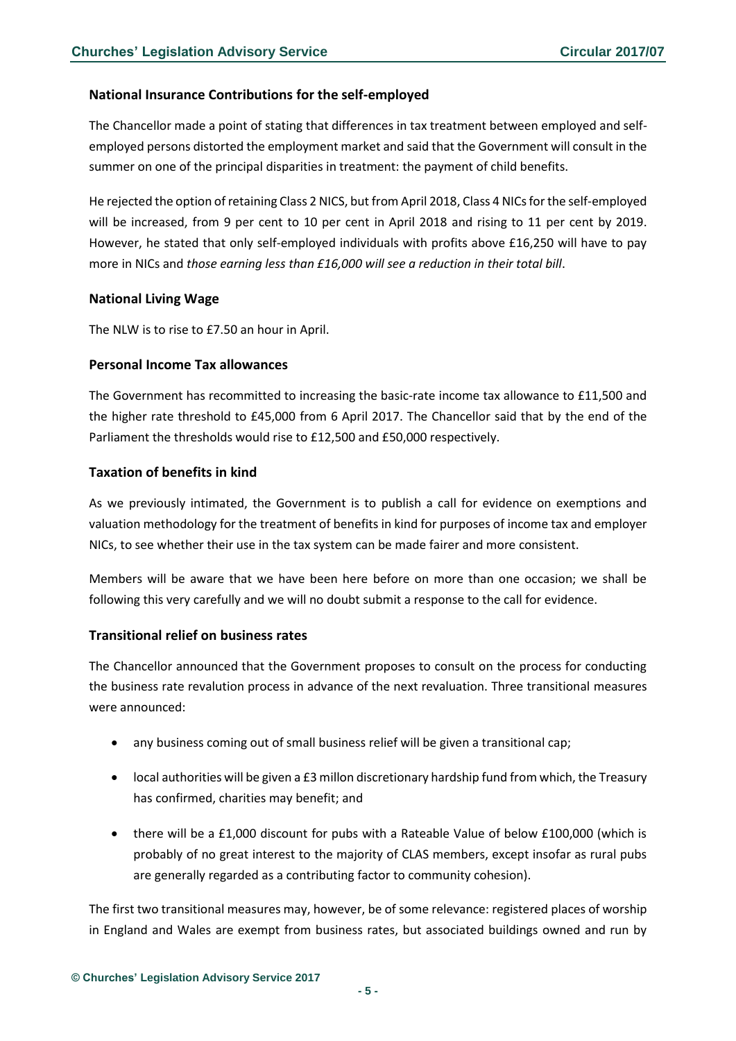### National Insurance Contributions for the self-employed

The Chancellor made a point of stating that differences in tax treatment between employed and self-employed persons distorted the employment market and said that the Government will consult in the summer on one of the principal disparities in treatment: the payment of child benefits.

He rejected the option of retaining Class 2 NICS, but from April 2018, Class 4 NICs for the self-employed will be increased, from 9 per cent to 10 per cent in April 2018 and rising to 11 per cent by 2019. However, he stated that only self-employed individuals with profits above £16,250 will have to pay more in NICs and *those earning less than £16,000 will see a reduction in their total bill*.

### National Living Wage

The NLW is to rise to £7.50 an hour in April.

### Personal Income Tax allowances

The Government has recommitted to increasing the basic-rate income tax allowance to £11,500 and the higher rate threshold to £45,000 from 6 April 2017. The Chancellor said that by the end of the Parliament the thresholds would rise to £12,500 and £50,000 respectively.

### Taxation of benefits in kind

As we previously intimated, the Government is to publish a call for evidence on exemptions and valuation methodology for the treatment of benefits in kind for purposes of income tax and employer NICs, to see whether their use in the tax system can be made fairer and more consistent.

Members will be aware that we have been here before on more than one occasion; we shall be following this very carefully and we will no doubt submit a response to the call for evidence.

### Transitional relief on business rates

The Chancellor announced that the Government proposes to consult on the process for conducting the business rate revalution process in advance of the next revaluation. Three transitional measures were announced:

- any business coming out of small business relief will be given a transitional cap;
- local authorities will be given a £3 millon discretionary hardship fund from which, the Treasury has confirmed, charities may benefit; and
- there will be a £1,000 discount for pubs with a Rateable Value of below £100,000 (which is probably of no great interest to the majority of CLAS members, except insofar as rural pubs are generally regarded as a contributing factor to community cohesion).

The first two transitional measures may, however, be of some relevance: registered places of worship in England and Wales are exempt from business rates, but associated buildings owned and run by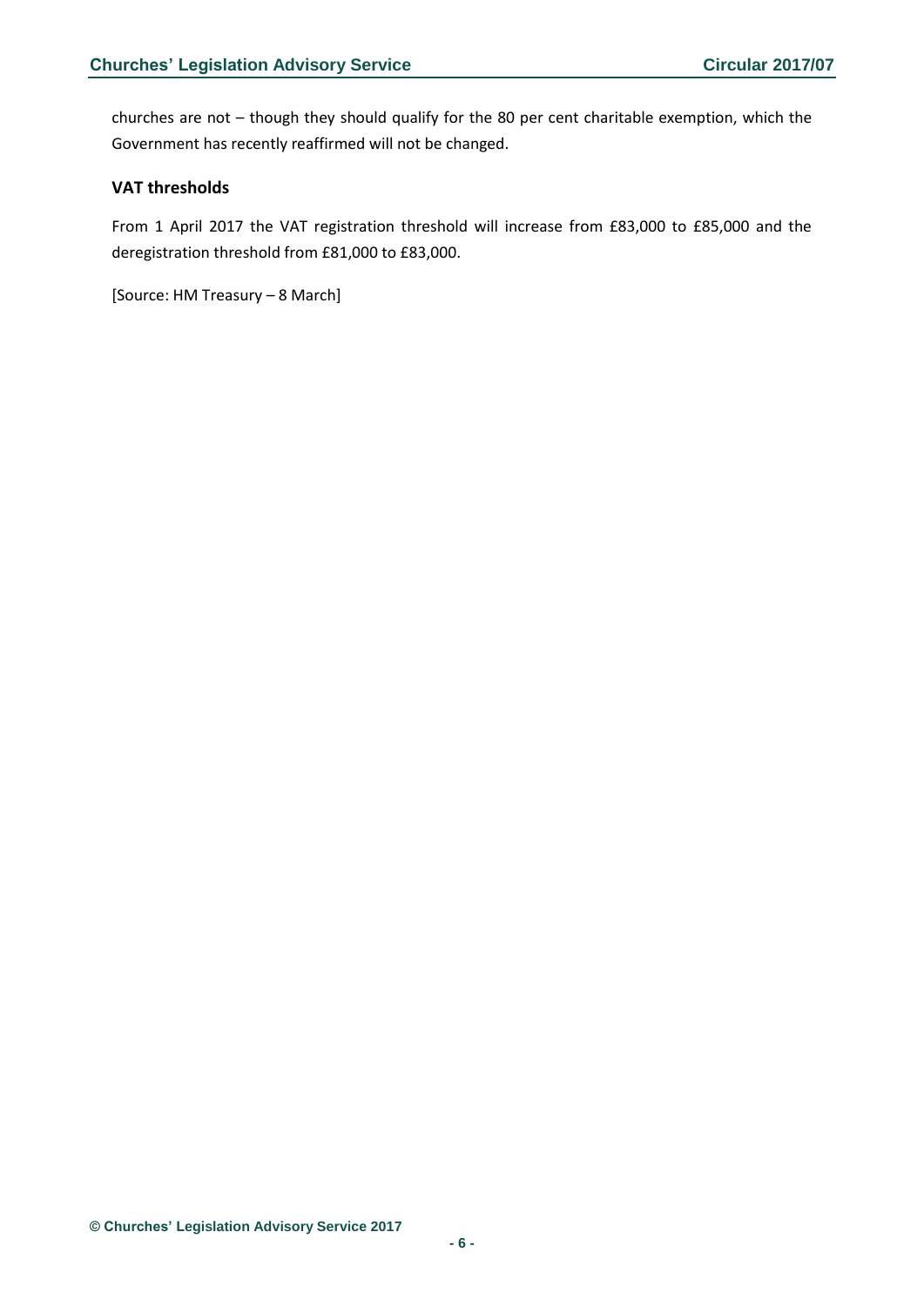churches are not – though they should qualify for the 80 per cent charitable exemption, which the Government has recently reaffirmed will not be changed.

### VAT thresholds

From 1 April 2017 the VAT registration threshold will increase from £83,000 to £85,000 and the deregistration threshold from £81,000 to £83,000.

[Source: HM Treasury – 8 March]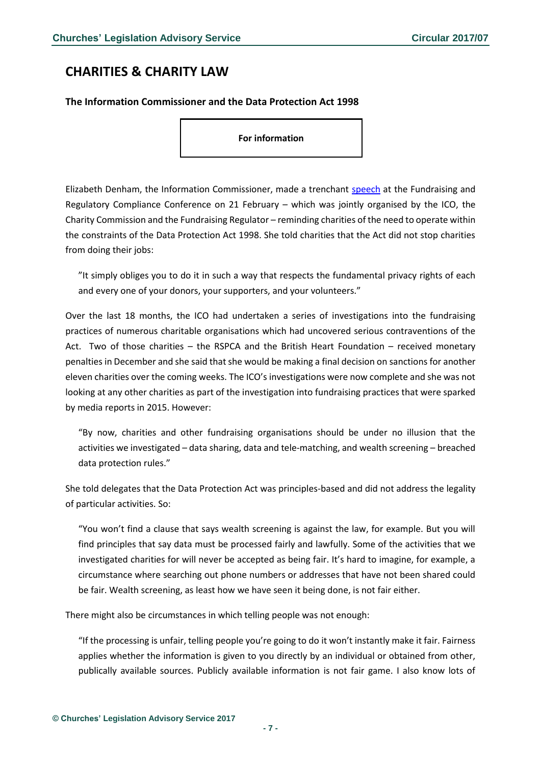## CHARITIES & CHARITY LAW

### The Information Commissioner and the Data Protection Act 1998

**For information**

Elizabeth Denham, the Information Commissioner, made a trenchant speech at the Fundraising and Regulatory Compliance Conference on 21 February – which was jointly organised by the ICO, the Charity Commission and the Fundraising Regulator – reminding charities of the need to operate within the constraints of the Data Protection Act 1998. She told charities that the Act did not stop charities from doing their jobs:

> "It simply obliges you to do it in such a way that respects the fundamental privacy rights of each and every one of your donors, your supporters, and your volunteers."

Over the last 18 months, the ICO had undertaken a series of investigations into the fundraising practices of numerous charitable organisations which had uncovered serious contraventions of the Act. Two of those charities – the RSPCA and the British Heart Foundation – received monetary penalties in December and she said that she would be making a final decision on sanctions for another eleven charities over the coming weeks. The ICO's investigations were now complete and she was not looking at any other charities as part of the investigation into fundraising practices that were sparked by media reports in 2015. However:

> "By now, charities and other fundraising organisations should be under no illusion that the activities we investigated – data sharing, data and tele-matching, and wealth screening – breached data protection rules."

She told delegates that the Data Protection Act was principles-based and did not address the legality of particular activities. So:

> "You won't find a clause that says wealth screening is against the law, for example. But you will find principles that say data must be processed fairly and lawfully. Some of the activities that we investigated charities for will never be accepted as being fair. It's hard to imagine, for example, a circumstance where searching out phone numbers or addresses that have not been shared could be fair. Wealth screening, as least how we have seen it being done, is not fair either.

There might also be circumstances in which telling people was not enough:

> "If the processing is unfair, telling people you're going to do it won't instantly make it fair. Fairness applies whether the information is given to you directly by an individual or obtained from other, publically available sources. Publicly available information is not fair game. I also know lots of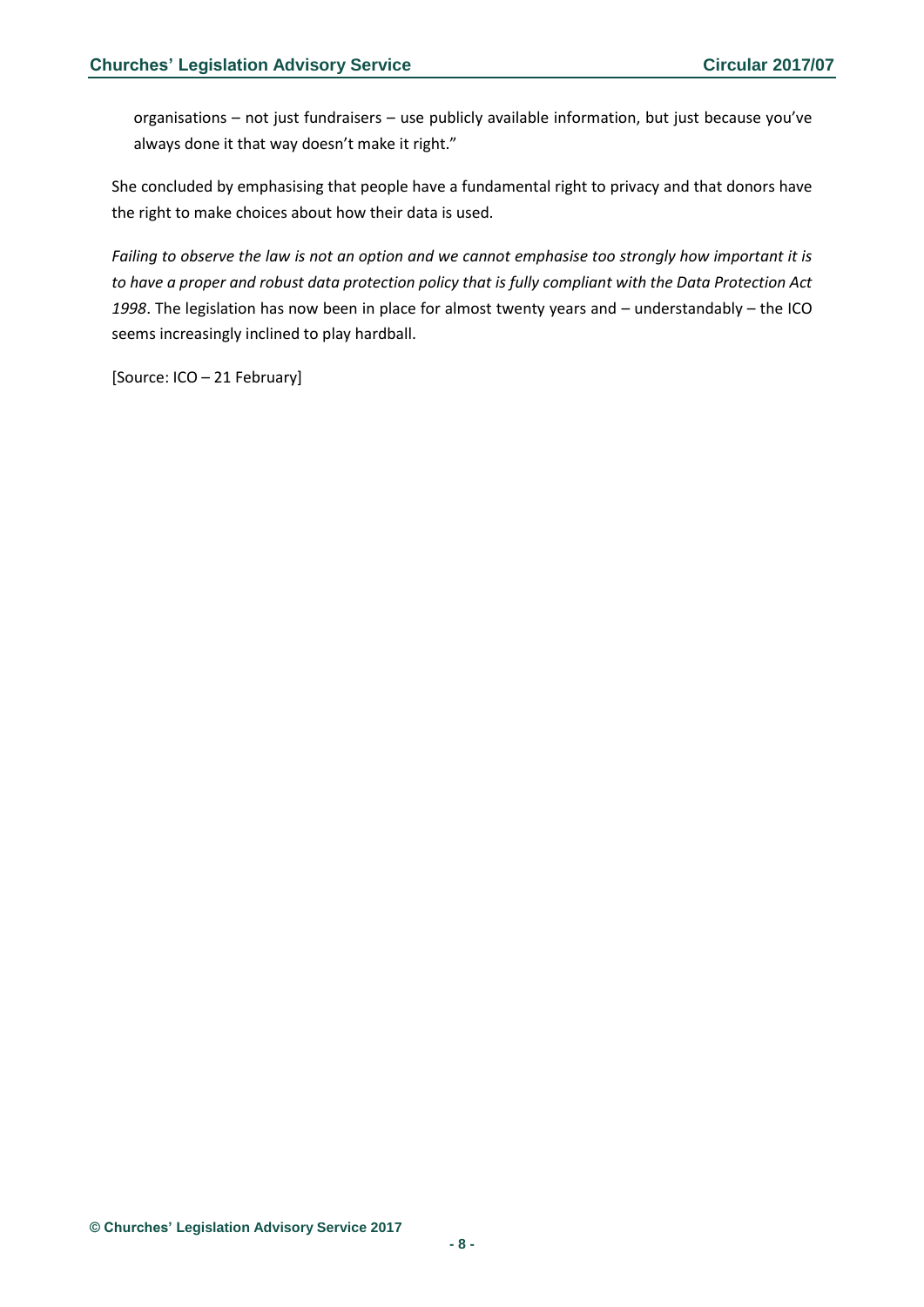organisations – not just fundraisers – use publicly available information, but just because you've always done it that way doesn't make it right."

She concluded by emphasising that people have a fundamental right to privacy and that donors have the right to make choices about how their data is used.

*Failing to observe the law is not an option and we cannot emphasise too strongly how important it is to have a proper and robust data protection policy that is fully compliant with the Data Protection Act 1998*. The legislation has now been in place for almost twenty years and – understandably – the ICO seems increasingly inclined to play hardball.

[Source: ICO – 21 February]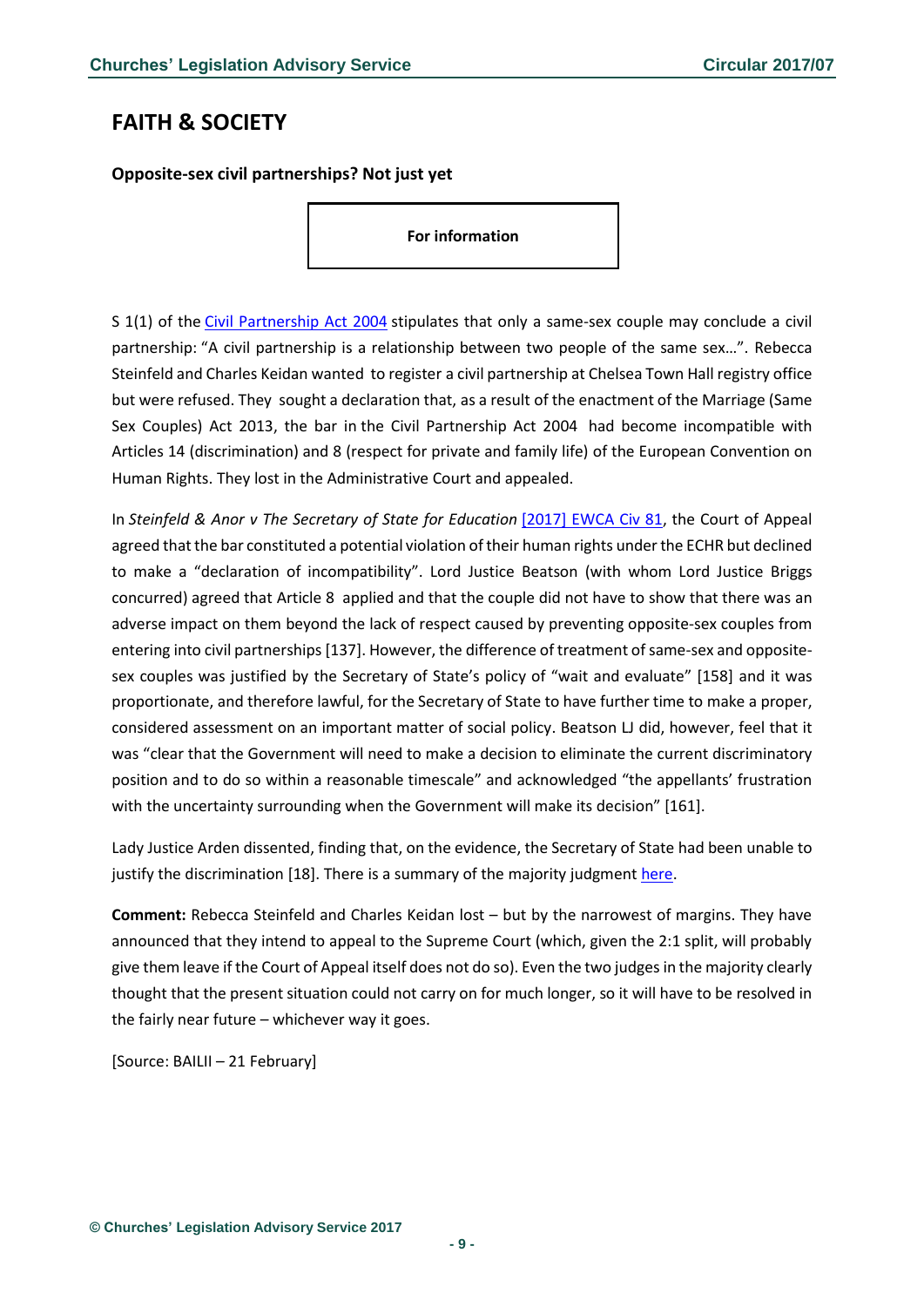## FAITH & SOCIETY

**Opposite-sex civil partnerships? Not just yet**

**For information**

S 1(1) of the Civil Partnership Act 2004 stipulates that only a same-sex couple may conclude a civil partnership: "A civil partnership is a relationship between two people of the same sex…". Rebecca Steinfeld and Charles Keidan wanted to register a civil partnership at Chelsea Town Hall registry office but were refused. They sought a declaration that, as a result of the enactment of the Marriage (Same Sex Couples) Act 2013, the bar in the Civil Partnership Act 2004 had become incompatible with Articles 14 (discrimination) and 8 (respect for private and family life) of the European Convention on Human Rights. They lost in the Administrative Court and appealed.

In *Steinfeld & Anor v The Secretary of State for Education* [2017] EWCA Civ 81, the Court of Appeal agreed that the bar constituted a potential violation of their human rights under the ECHR but declined to make a "declaration of incompatibility". Lord Justice Beatson (with whom Lord Justice Briggs concurred) agreed that Article 8 applied and that the couple did not have to show that there was an adverse impact on them beyond the lack of respect caused by preventing opposite-sex couples from entering into civil partnerships [137]. However, the difference of treatment of same-sex and opposite-sex couples was justified by the Secretary of State's policy of "wait and evaluate" [158] and it was proportionate, and therefore lawful, for the Secretary of State to have further time to make a proper, considered assessment on an important matter of social policy. Beatson LJ did, however, feel that it was "clear that the Government will need to make a decision to eliminate the current discriminatory position and to do so within a reasonable timescale" and acknowledged "the appellants' frustration with the uncertainty surrounding when the Government will make its decision" [161].

Lady Justice Arden dissented, finding that, on the evidence, the Secretary of State had been unable to justify the discrimination [18]. There is a summary of the majority judgment here.

**Comment:** Rebecca Steinfeld and Charles Keidan lost – but by the narrowest of margins. They have announced that they intend to appeal to the Supreme Court (which, given the 2:1 split, will probably give them leave if the Court of Appeal itself does not do so). Even the two judges in the majority clearly thought that the present situation could not carry on for much longer, so it will have to be resolved in the fairly near future – whichever way it goes.

[Source: BAILII – 21 February]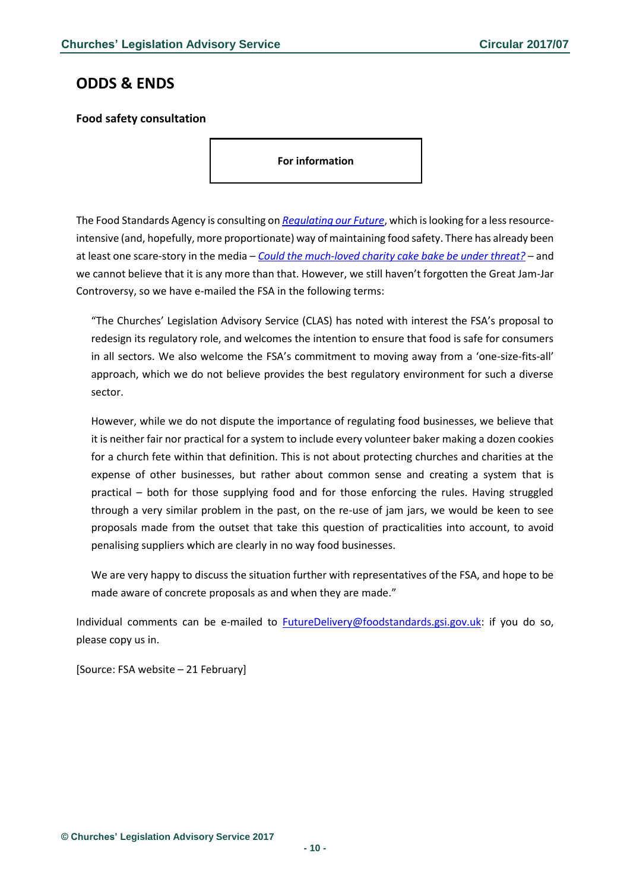# ODDS & ENDS

### Food safety consultation

**For information**

The Food Standards Agency is consulting on *Regulating our Future*, which is looking for a less resource-intensive (and, hopefully, more proportionate) way of maintaining food safety. There has already been at least one scare-story in the media – *Could the much-loved charity cake bake be under threat?* – and we cannot believe that it is any more than that. However, we still haven't forgotten the Great Jam-Jar Controversy, so we have e-mailed the FSA in the following terms:

> "The Churches' Legislation Advisory Service (CLAS) has noted with interest the FSA's proposal to redesign its regulatory role, and welcomes the intention to ensure that food is safe for consumers in all sectors. We also welcome the FSA's commitment to moving away from a 'one-size-fits-all' approach, which we do not believe provides the best regulatory environment for such a diverse sector.
>
> However, while we do not dispute the importance of regulating food businesses, we believe that it is neither fair nor practical for a system to include every volunteer baker making a dozen cookies for a church fete within that definition. This is not about protecting churches and charities at the expense of other businesses, but rather about common sense and creating a system that is practical – both for those supplying food and for those enforcing the rules. Having struggled through a very similar problem in the past, on the re-use of jam jars, we would be keen to see proposals made from the outset that take this question of practicalities into account, to avoid penalising suppliers which are clearly in no way food businesses.
>
> We are very happy to discuss the situation further with representatives of the FSA, and hope to be made aware of concrete proposals as and when they are made."

Individual comments can be e-mailed to FutureDelivery@foodstandards.gsi.gov.uk: if you do so, please copy us in.

[Source: FSA website – 21 February]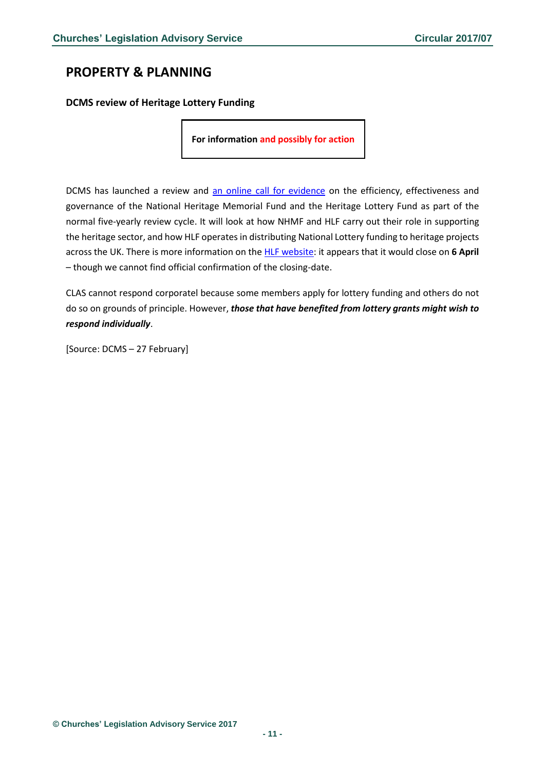## PROPERTY & PLANNING

### DCMS review of Heritage Lottery Funding

**For information and possibly for action**

DCMS has launched a review and an online call for evidence on the efficiency, effectiveness and governance of the National Heritage Memorial Fund and the Heritage Lottery Fund as part of the normal five-yearly review cycle. It will look at how NHMF and HLF carry out their role in supporting the heritage sector, and how HLF operates in distributing National Lottery funding to heritage projects across the UK. There is more information on the HLF website: it appears that it would close on **6 April** – though we cannot find official confirmation of the closing-date.

CLAS cannot respond corporatel because some members apply for lottery funding and others do not do so on grounds of principle. However, ***those that have benefited from lottery grants might wish to respond individually***.

[Source: DCMS – 27 February]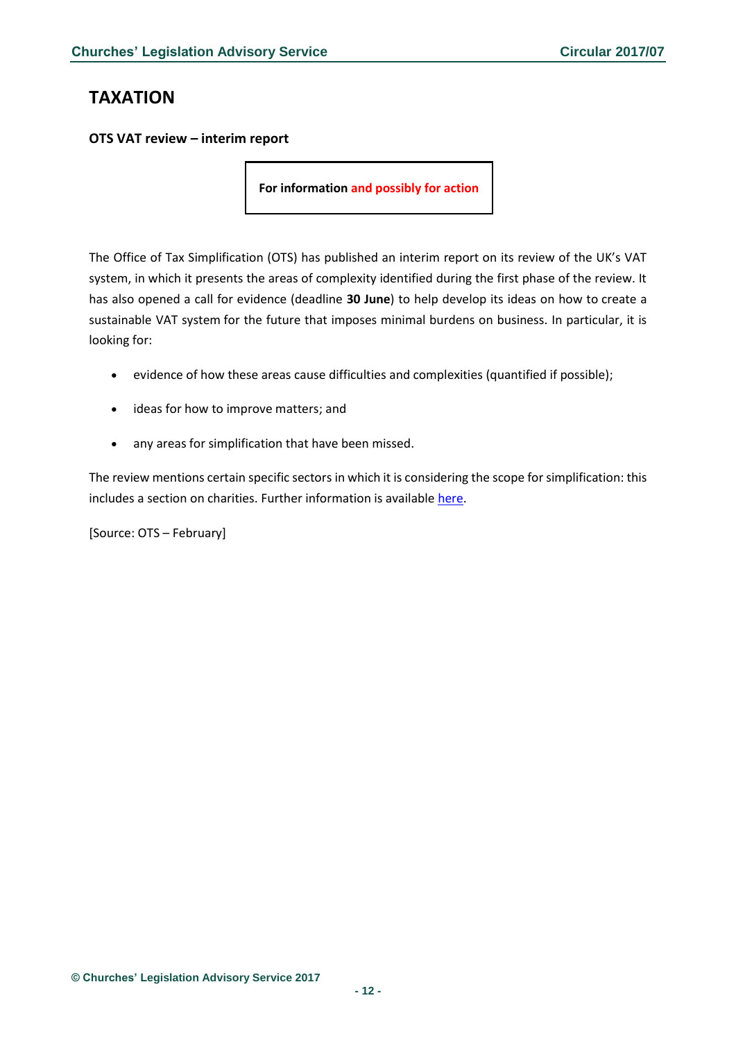# TAXATION

**OTS VAT review – interim report**

**For information and possibly for action**

The Office of Tax Simplification (OTS) has published an interim report on its review of the UK's VAT system, in which it presents the areas of complexity identified during the first phase of the review. It has also opened a call for evidence (deadline **30 June**) to help develop its ideas on how to create a sustainable VAT system for the future that imposes minimal burdens on business. In particular, it is looking for:

- evidence of how these areas cause difficulties and complexities (quantified if possible);
- ideas for how to improve matters; and
- any areas for simplification that have been missed.

The review mentions certain specific sectors in which it is considering the scope for simplification: this includes a section on charities. Further information is available here.

[Source: OTS – February]